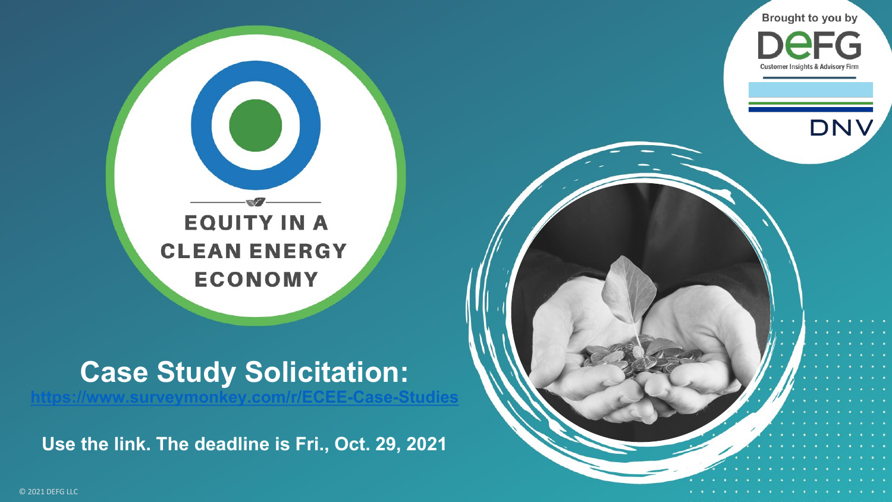Brought to you by DEFG Customer Insights & Advisory Firm

DNV

# EQUITY IN A CLEAN ENERGY ECONOMY

## Case Study Solicitation:

https://www.surveymonkey.com/r/ECEE-Case-Studies

**Use the link. The deadline is Fri., Oct. 29, 2021**

© 2021 DEFG LLC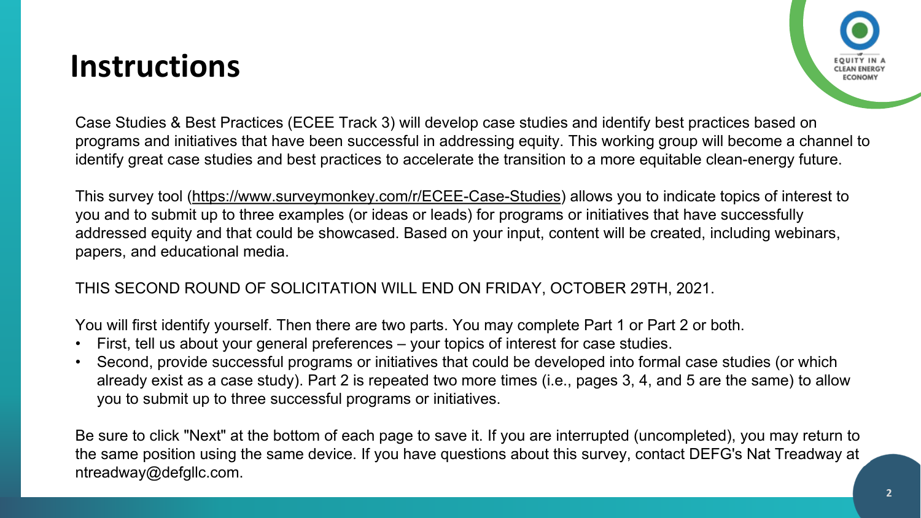# Instructions

Case Studies & Best Practices (ECEE Track 3) will develop case studies and identify best practices based on programs and initiatives that have been successful in addressing equity. This working group will become a channel to identify great case studies and best practices to accelerate the transition to a more equitable clean-energy future.

This survey tool (https://www.surveymonkey.com/r/ECEE-Case-Studies) allows you to indicate topics of interest to you and to submit up to three examples (or ideas or leads) for programs or initiatives that have successfully addressed equity and that could be showcased. Based on your input, content will be created, including webinars, papers, and educational media.

THIS SECOND ROUND OF SOLICITATION WILL END ON FRIDAY, OCTOBER 29TH, 2021.

You will first identify yourself. Then there are two parts. You may complete Part 1 or Part 2 or both.

- First, tell us about your general preferences – your topics of interest for case studies.
- Second, provide successful programs or initiatives that could be developed into formal case studies (or which already exist as a case study). Part 2 is repeated two more times (i.e., pages 3, 4, and 5 are the same) to allow you to submit up to three successful programs or initiatives.

Be sure to click "Next" at the bottom of each page to save it. If you are interrupted (uncompleted), you may return to the same position using the same device. If you have questions about this survey, contact DEFG's Nat Treadway at ntreadway@defgllc.com.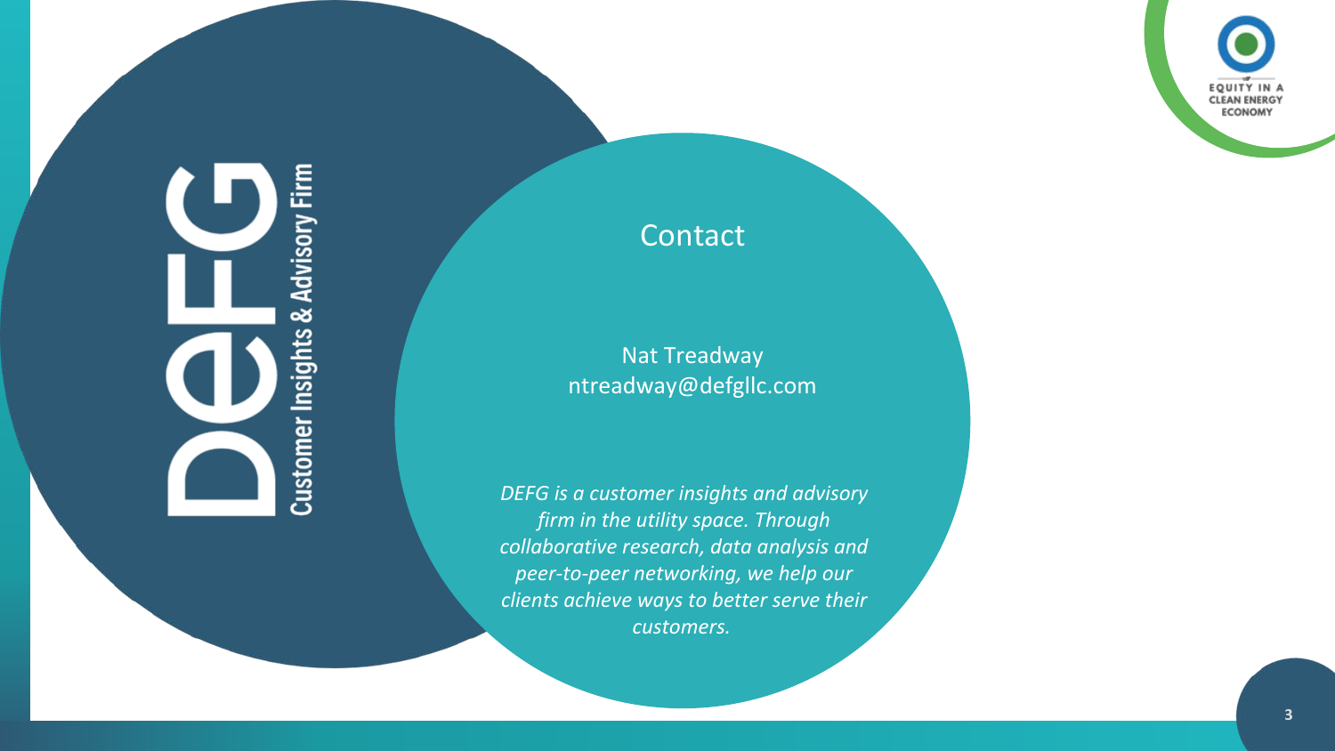DEFG

Customer Insights & Advisory Firm

EQUITY IN A CLEAN ENERGY ECONOMY

## Contact

Nat Treadway
ntreadway@defgllc.com

*DEFG is a customer insights and advisory firm in the utility space. Through collaborative research, data analysis and peer-to-peer networking, we help our clients achieve ways to better serve their customers.*